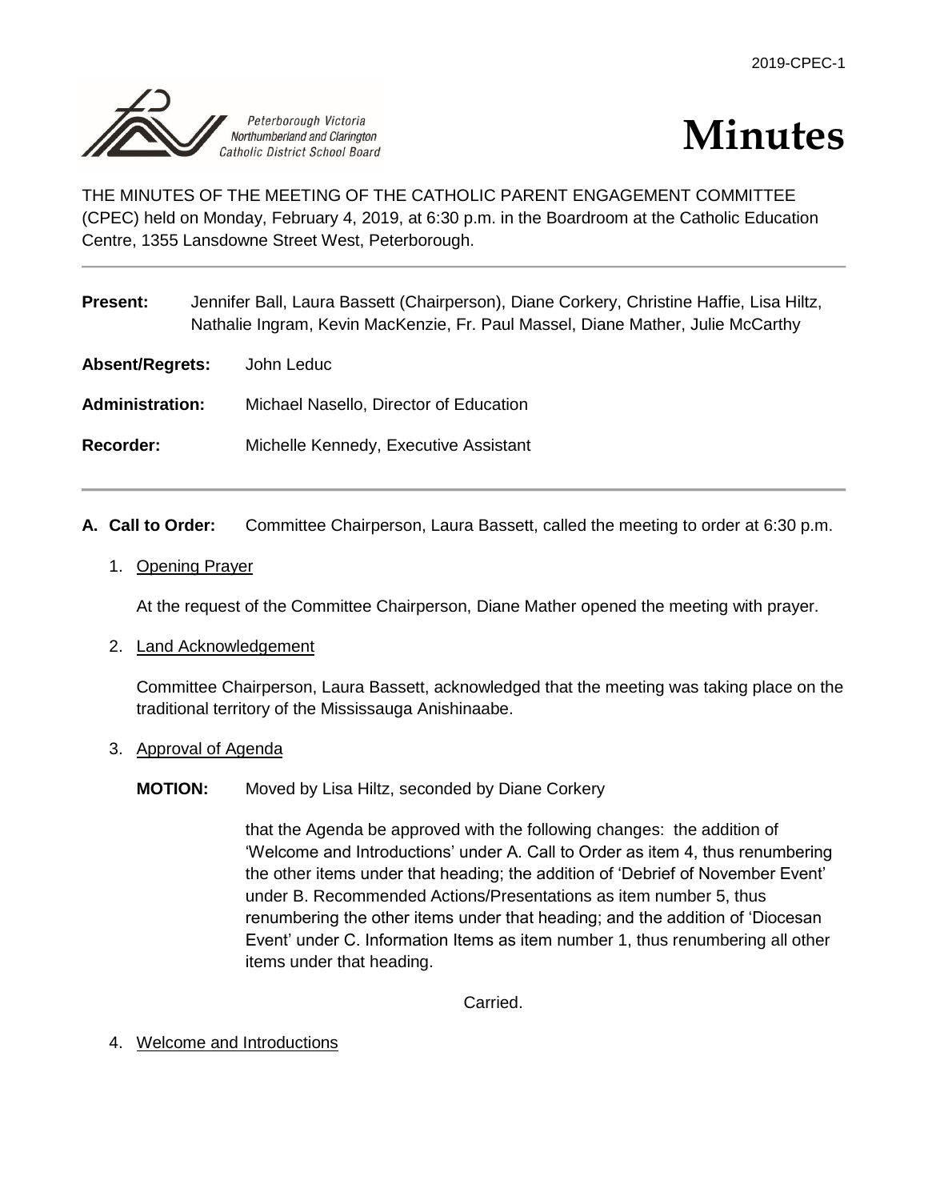2019-CPEC-1

Peterborough Victoria Northumberland and Clarington Catholic District School Board

# Minutes

THE MINUTES OF THE MEETING OF THE CATHOLIC PARENT ENGAGEMENT COMMITTEE (CPEC) held on Monday, February 4, 2019, at 6:30 p.m. in the Boardroom at the Catholic Education Centre, 1355 Lansdowne Street West, Peterborough.

---

**Present:** Jennifer Ball, Laura Bassett (Chairperson), Diane Corkery, Christine Haffie, Lisa Hiltz, Nathalie Ingram, Kevin MacKenzie, Fr. Paul Massel, Diane Mather, Julie McCarthy

**Absent/Regrets:** John Leduc

**Administration:** Michael Nasello, Director of Education

**Recorder:** Michelle Kennedy, Executive Assistant

---

**A. Call to Order:** Committee Chairperson, Laura Bassett, called the meeting to order at 6:30 p.m.

1. Opening Prayer

   At the request of the Committee Chairperson, Diane Mather opened the meeting with prayer.

2. Land Acknowledgement

   Committee Chairperson, Laura Bassett, acknowledged that the meeting was taking place on the traditional territory of the Mississauga Anishinaabe.

3. Approval of Agenda

   **MOTION:** Moved by Lisa Hiltz, seconded by Diane Corkery

   that the Agenda be approved with the following changes: the addition of 'Welcome and Introductions' under A. Call to Order as item 4, thus renumbering the other items under that heading; the addition of 'Debrief of November Event' under B. Recommended Actions/Presentations as item number 5, thus renumbering the other items under that heading; and the addition of 'Diocesan Event' under C. Information Items as item number 1, thus renumbering all other items under that heading.

   Carried.

4. Welcome and Introductions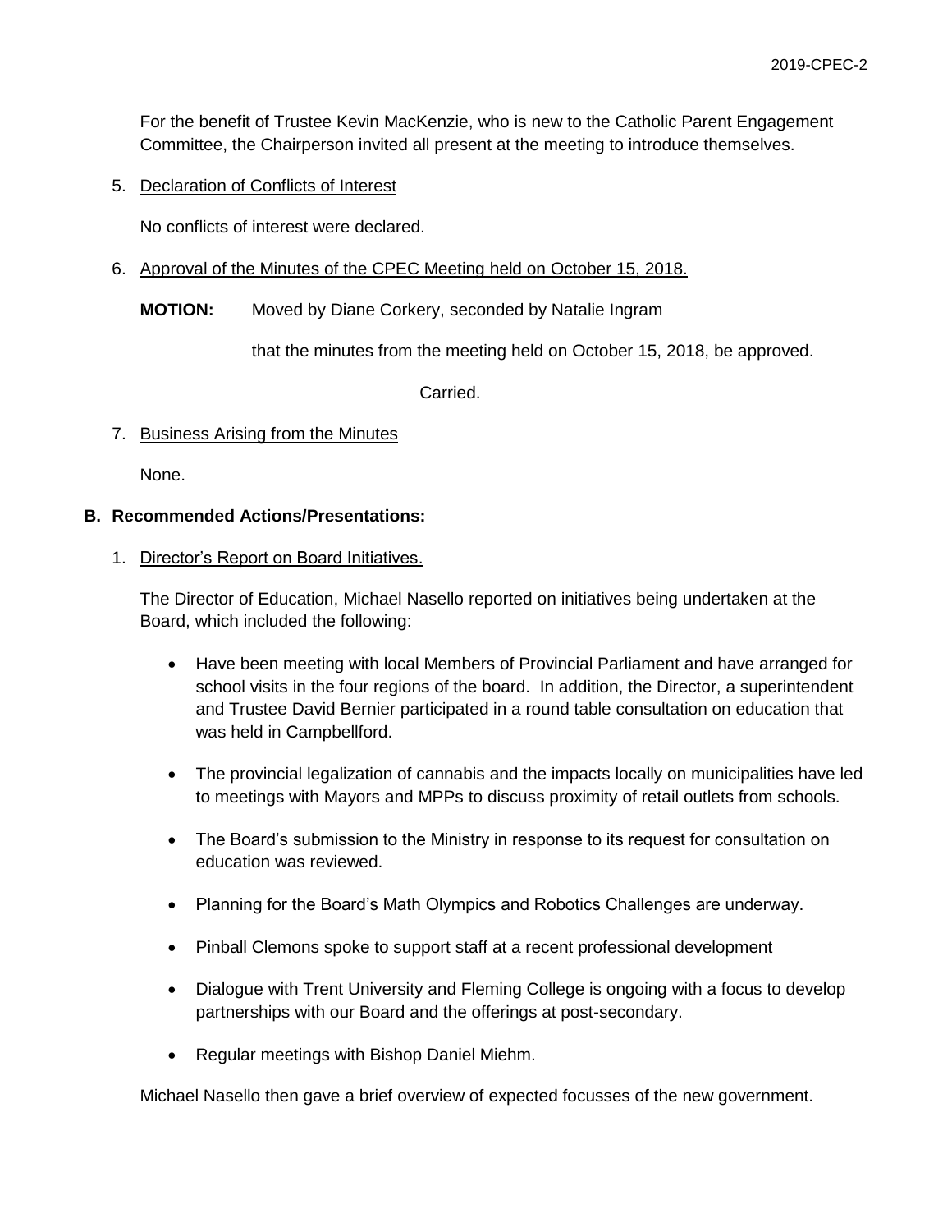For the benefit of Trustee Kevin MacKenzie, who is new to the Catholic Parent Engagement Committee, the Chairperson invited all present at the meeting to introduce themselves.

5. Declaration of Conflicts of Interest

   No conflicts of interest were declared.

6. Approval of the Minutes of the CPEC Meeting held on October 15, 2018.

   **MOTION:** Moved by Diane Corkery, seconded by Natalie Ingram

   that the minutes from the meeting held on October 15, 2018, be approved.

   Carried.

7. Business Arising from the Minutes

   None.

**B. Recommended Actions/Presentations:**

1. Director's Report on Board Initiatives.

   The Director of Education, Michael Nasello reported on initiatives being undertaken at the Board, which included the following:

   - Have been meeting with local Members of Provincial Parliament and have arranged for school visits in the four regions of the board. In addition, the Director, a superintendent and Trustee David Bernier participated in a round table consultation on education that was held in Campbellford.
   - The provincial legalization of cannabis and the impacts locally on municipalities have led to meetings with Mayors and MPPs to discuss proximity of retail outlets from schools.
   - The Board's submission to the Ministry in response to its request for consultation on education was reviewed.
   - Planning for the Board's Math Olympics and Robotics Challenges are underway.
   - Pinball Clemons spoke to support staff at a recent professional development
   - Dialogue with Trent University and Fleming College is ongoing with a focus to develop partnerships with our Board and the offerings at post-secondary.
   - Regular meetings with Bishop Daniel Miehm.

   Michael Nasello then gave a brief overview of expected focusses of the new government.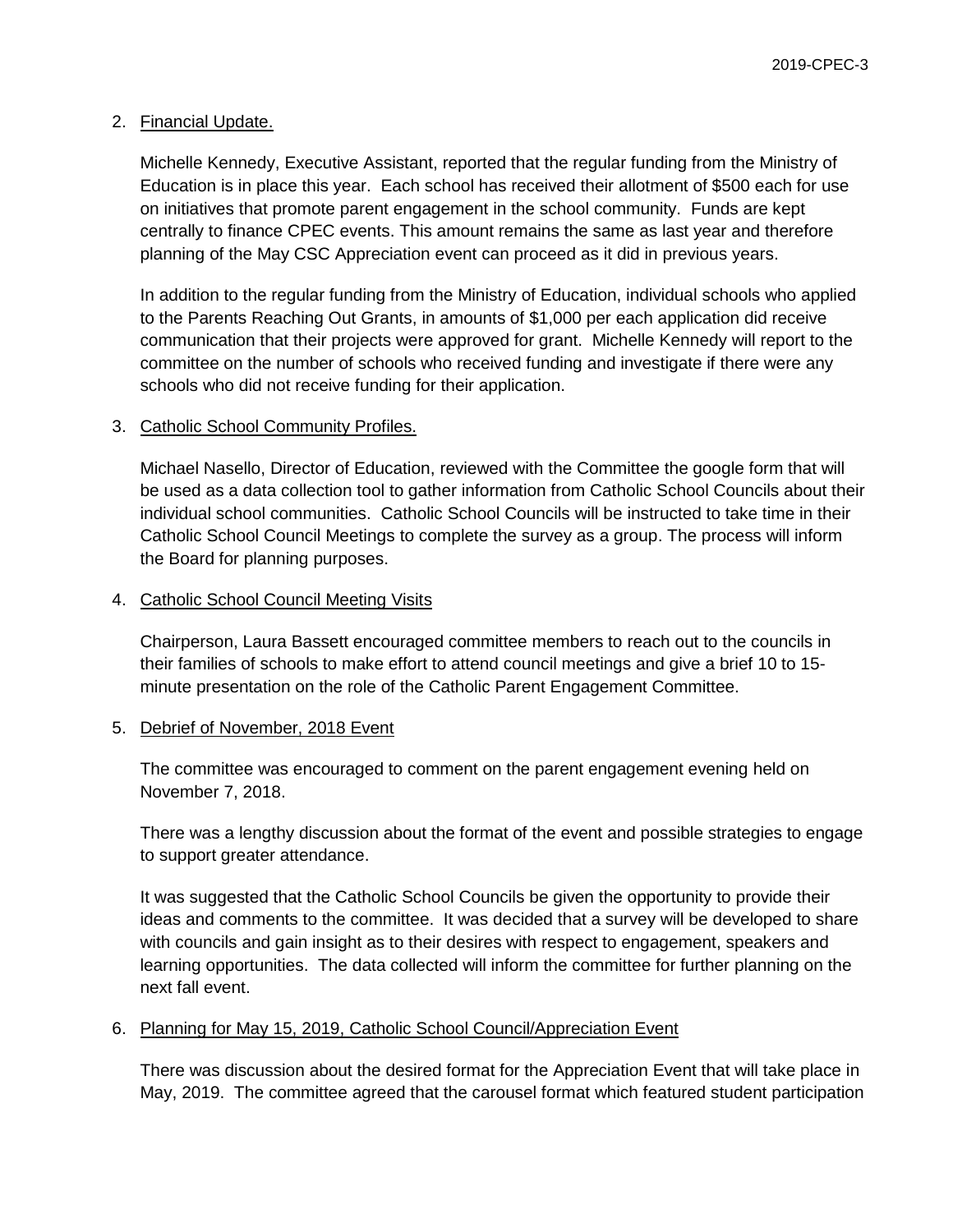2. Financial Update.

   Michelle Kennedy, Executive Assistant, reported that the regular funding from the Ministry of Education is in place this year. Each school has received their allotment of $500 each for use on initiatives that promote parent engagement in the school community. Funds are kept centrally to finance CPEC events. This amount remains the same as last year and therefore planning of the May CSC Appreciation event can proceed as it did in previous years.

   In addition to the regular funding from the Ministry of Education, individual schools who applied to the Parents Reaching Out Grants, in amounts of $1,000 per each application did receive communication that their projects were approved for grant. Michelle Kennedy will report to the committee on the number of schools who received funding and investigate if there were any schools who did not receive funding for their application.

3. Catholic School Community Profiles.

   Michael Nasello, Director of Education, reviewed with the Committee the google form that will be used as a data collection tool to gather information from Catholic School Councils about their individual school communities. Catholic School Councils will be instructed to take time in their Catholic School Council Meetings to complete the survey as a group. The process will inform the Board for planning purposes.

4. Catholic School Council Meeting Visits

   Chairperson, Laura Bassett encouraged committee members to reach out to the councils in their families of schools to make effort to attend council meetings and give a brief 10 to 15-minute presentation on the role of the Catholic Parent Engagement Committee.

5. Debrief of November, 2018 Event

   The committee was encouraged to comment on the parent engagement evening held on November 7, 2018.

   There was a lengthy discussion about the format of the event and possible strategies to engage to support greater attendance.

   It was suggested that the Catholic School Councils be given the opportunity to provide their ideas and comments to the committee. It was decided that a survey will be developed to share with councils and gain insight as to their desires with respect to engagement, speakers and learning opportunities. The data collected will inform the committee for further planning on the next fall event.

6. Planning for May 15, 2019, Catholic School Council/Appreciation Event

   There was discussion about the desired format for the Appreciation Event that will take place in May, 2019. The committee agreed that the carousel format which featured student participation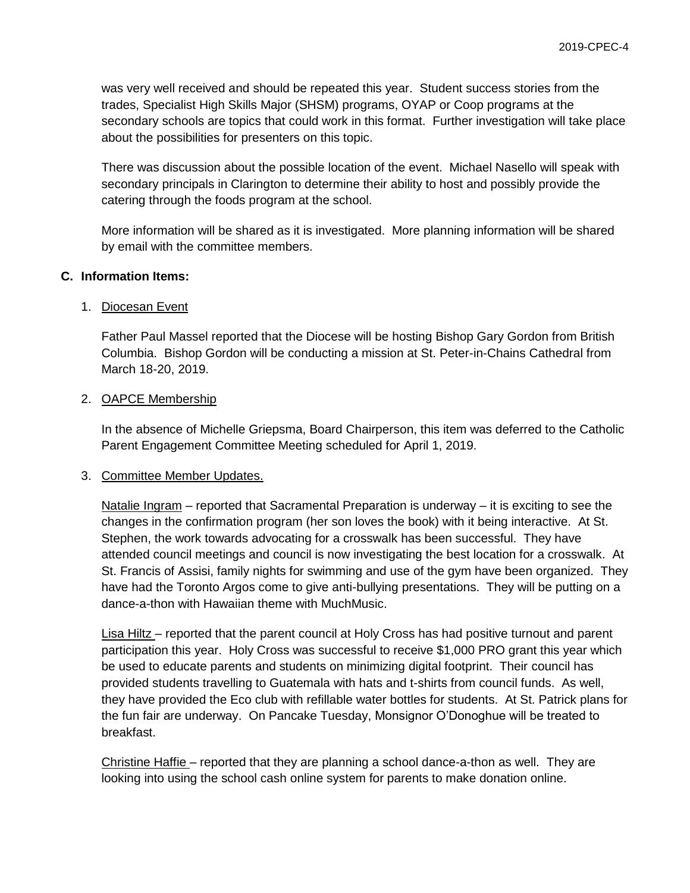was very well received and should be repeated this year. Student success stories from the trades, Specialist High Skills Major (SHSM) programs, OYAP or Coop programs at the secondary schools are topics that could work in this format. Further investigation will take place about the possibilities for presenters on this topic.

There was discussion about the possible location of the event. Michael Nasello will speak with secondary principals in Clarington to determine their ability to host and possibly provide the catering through the foods program at the school.

More information will be shared as it is investigated. More planning information will be shared by email with the committee members.

**C. Information Items:**

1. Diocesan Event

   Father Paul Massel reported that the Diocese will be hosting Bishop Gary Gordon from British Columbia. Bishop Gordon will be conducting a mission at St. Peter-in-Chains Cathedral from March 18-20, 2019.

2. OAPCE Membership

   In the absence of Michelle Griepsma, Board Chairperson, this item was deferred to the Catholic Parent Engagement Committee Meeting scheduled for April 1, 2019.

3. Committee Member Updates.

   Natalie Ingram – reported that Sacramental Preparation is underway – it is exciting to see the changes in the confirmation program (her son loves the book) with it being interactive. At St. Stephen, the work towards advocating for a crosswalk has been successful. They have attended council meetings and council is now investigating the best location for a crosswalk. At St. Francis of Assisi, family nights for swimming and use of the gym have been organized. They have had the Toronto Argos come to give anti-bullying presentations. They will be putting on a dance-a-thon with Hawaiian theme with MuchMusic.

   Lisa Hiltz – reported that the parent council at Holy Cross has had positive turnout and parent participation this year. Holy Cross was successful to receive $1,000 PRO grant this year which be used to educate parents and students on minimizing digital footprint. Their council has provided students travelling to Guatemala with hats and t-shirts from council funds. As well, they have provided the Eco club with refillable water bottles for students. At St. Patrick plans for the fun fair are underway. On Pancake Tuesday, Monsignor O'Donoghue will be treated to breakfast.

   Christine Haffie – reported that they are planning a school dance-a-thon as well. They are looking into using the school cash online system for parents to make donation online.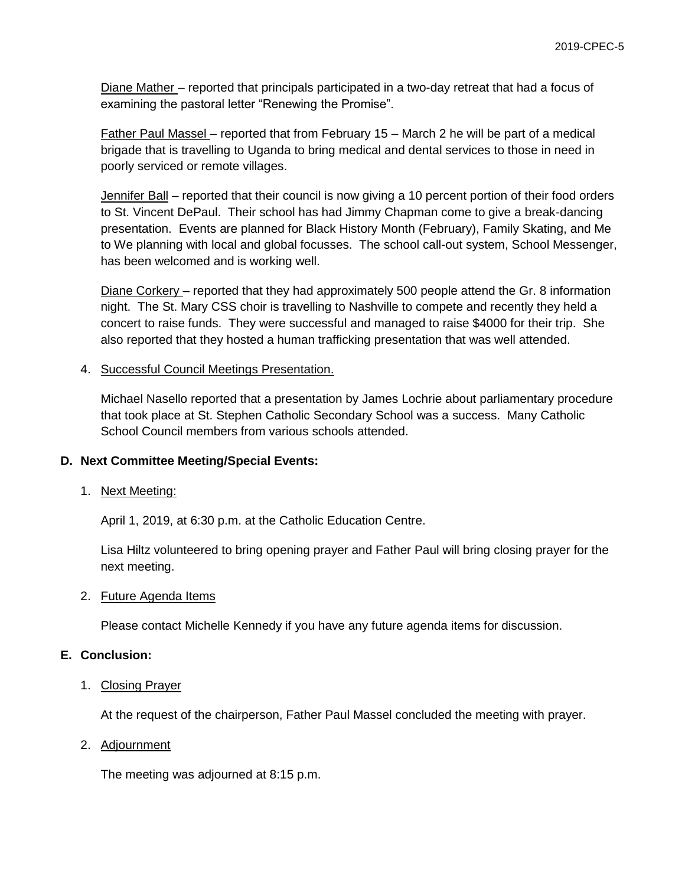Diane Mather – reported that principals participated in a two-day retreat that had a focus of examining the pastoral letter “Renewing the Promise”.

Father Paul Massel – reported that from February 15 – March 2 he will be part of a medical brigade that is travelling to Uganda to bring medical and dental services to those in need in poorly serviced or remote villages.

Jennifer Ball – reported that their council is now giving a 10 percent portion of their food orders to St. Vincent DePaul. Their school has had Jimmy Chapman come to give a break-dancing presentation. Events are planned for Black History Month (February), Family Skating, and Me to We planning with local and global focusses. The school call-out system, School Messenger, has been welcomed and is working well.

Diane Corkery – reported that they had approximately 500 people attend the Gr. 8 information night. The St. Mary CSS choir is travelling to Nashville to compete and recently they held a concert to raise funds. They were successful and managed to raise $4000 for their trip. She also reported that they hosted a human trafficking presentation that was well attended.

4. Successful Council Meetings Presentation.

   Michael Nasello reported that a presentation by James Lochrie about parliamentary procedure that took place at St. Stephen Catholic Secondary School was a success. Many Catholic School Council members from various schools attended.

## D. Next Committee Meeting/Special Events:

1. Next Meeting:

   April 1, 2019, at 6:30 p.m. at the Catholic Education Centre.

   Lisa Hiltz volunteered to bring opening prayer and Father Paul will bring closing prayer for the next meeting.

2. Future Agenda Items

   Please contact Michelle Kennedy if you have any future agenda items for discussion.

## E. Conclusion:

1. Closing Prayer

   At the request of the chairperson, Father Paul Massel concluded the meeting with prayer.

2. Adjournment

   The meeting was adjourned at 8:15 p.m.